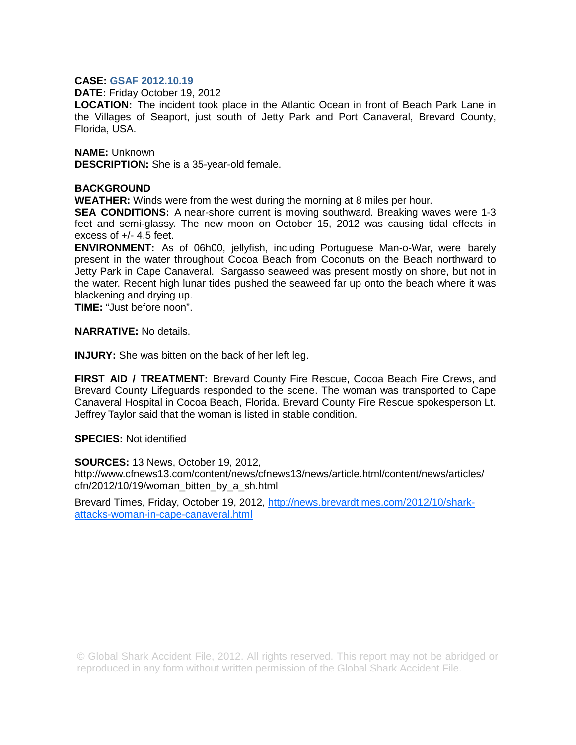**CASE:** GSAF 2012.10.19

**DATE:** Friday October 19, 2012

**LOCATION:** The incident took place in the Atlantic Ocean in front of Beach Park Lane in the Villages of Seaport, just south of Jetty Park and Port Canaveral, Brevard County, Florida, USA.

**NAME:** Unknown

**DESCRIPTION:** She is a 35-year-old female.

**BACKGROUND**

**WEATHER:** Winds were from the west during the morning at 8 miles per hour.

**SEA CONDITIONS:** A near-shore current is moving southward. Breaking waves were 1-3 feet and semi-glassy. The new moon on October 15, 2012 was causing tidal effects in excess of +/- 4.5 feet.

**ENVIRONMENT:** As of 06h00, jellyfish, including Portuguese Man-o-War, were barely present in the water throughout Cocoa Beach from Coconuts on the Beach northward to Jetty Park in Cape Canaveral. Sargasso seaweed was present mostly on shore, but not in the water. Recent high lunar tides pushed the seaweed far up onto the beach where it was blackening and drying up.

**TIME:** "Just before noon".

**NARRATIVE:** No details.

**INJURY:** She was bitten on the back of her left leg.

**FIRST AID / TREATMENT:** Brevard County Fire Rescue, Cocoa Beach Fire Crews, and Brevard County Lifeguards responded to the scene. The woman was transported to Cape Canaveral Hospital in Cocoa Beach, Florida. Brevard County Fire Rescue spokesperson Lt. Jeffrey Taylor said that the woman is listed in stable condition.

**SPECIES:** Not identified

**SOURCES:** 13 News, October 19, 2012, http://www.cfnews13.com/content/news/cfnews13/news/article.html/content/news/articles/cfn/2012/10/19/woman_bitten_by_a_sh.html

Brevard Times, Friday, October 19, 2012, http://news.brevardtimes.com/2012/10/shark-attacks-woman-in-cape-canaveral.html

© Global Shark Accident File, 2012. All rights reserved. This report may not be abridged or reproduced in any form without written permission of the Global Shark Accident File.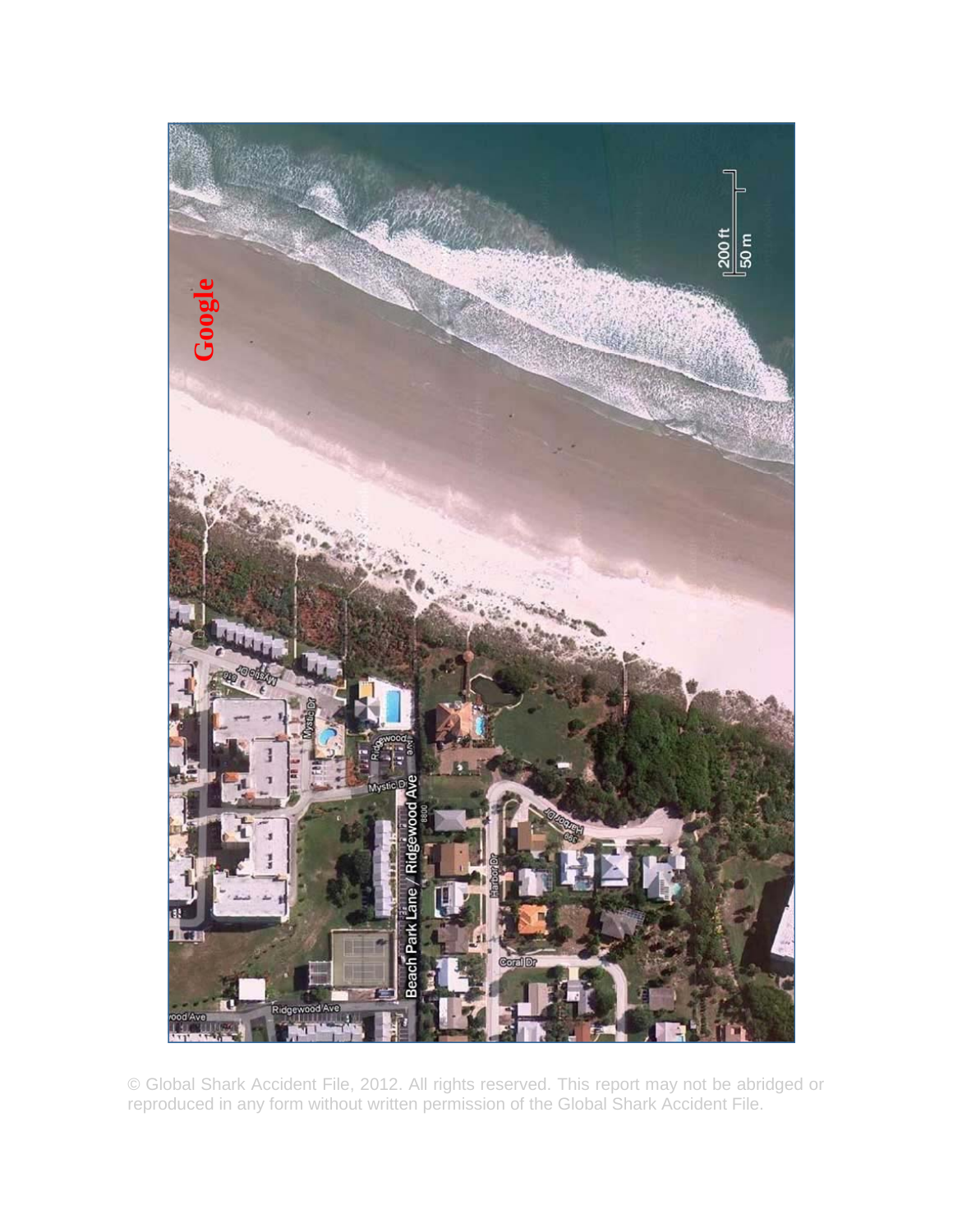© Global Shark Accident File, 2012. All rights reserved. This report may not be abridged or reproduced in any form without written permission of the Global Shark Accident File.